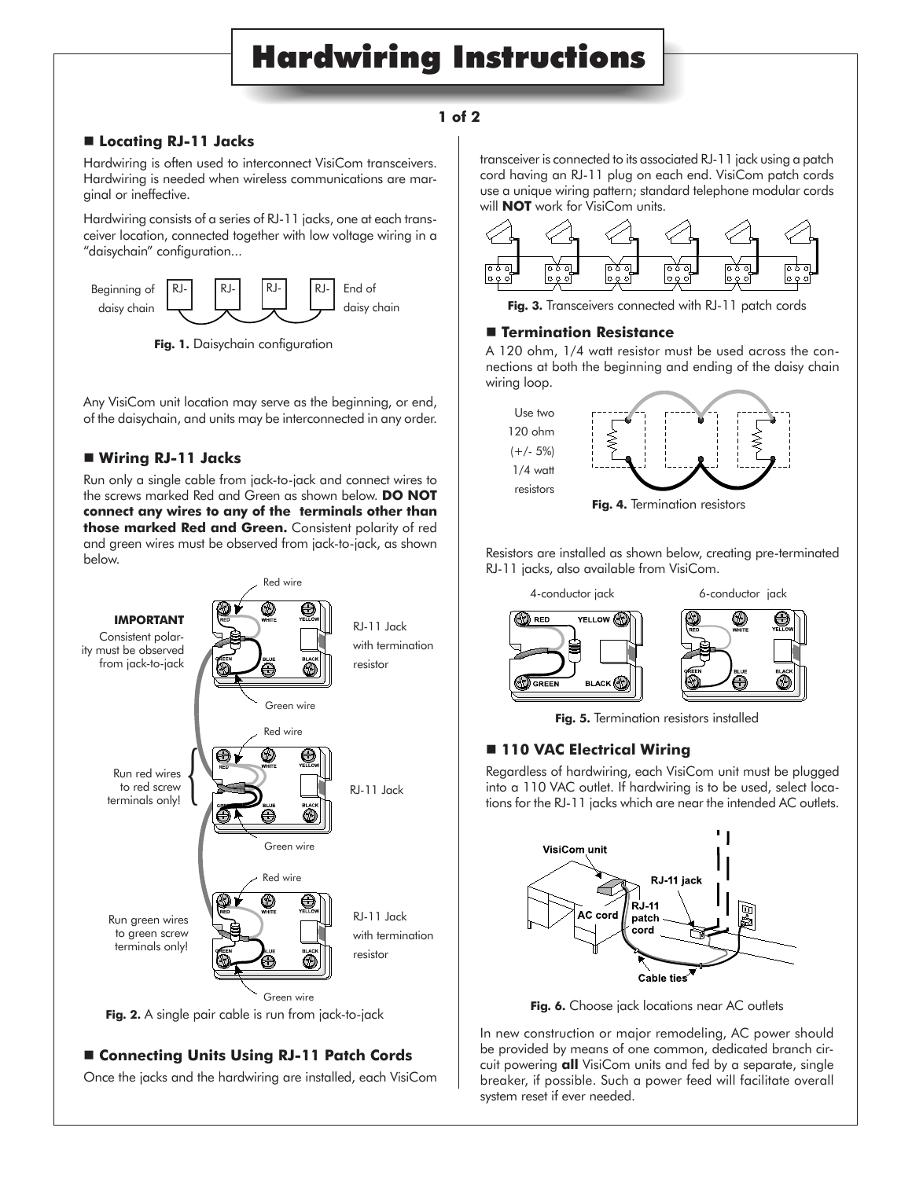# Hardwiring Instructions

## ■ Locating RJ-11 Jacks

Hardwiring is often used to interconnect VisiCom transceivers. Hardwiring is needed when wireless communications are marginal or ineffective.

Hardwiring consists of a series of RJ-11 jacks, one at each transceiver location, connected together with low voltage wiring in a "daisychain" configuration...

**Fig. 1.** Daisychain configuration

Any VisiCom unit location may serve as the beginning, or end, of the daisychain, and units may be interconnected in any order.

## ■ Wiring RJ-11 Jacks

Run only a single cable from jack-to-jack and connect wires to the screws marked Red and Green as shown below. **DO NOT connect any wires to any of the terminals other than those marked Red and Green.** Consistent polarity of red and green wires must be observed from jack-to-jack, as shown below.

**Fig. 2.** A single pair cable is run from jack-to-jack

## ■ Connecting Units Using RJ-11 Patch Cords

Once the jacks and the hardwiring are installed, each VisiCom transceiver is connected to its associated RJ-11 jack using a patch cord having an RJ-11 plug on each end. VisiCom patch cords use a unique wiring pattern; standard telephone modular cords will **NOT** work for VisiCom units.

**Fig. 3.** Transceivers connected with RJ-11 patch cords

## ■ Termination Resistance

A 120 ohm, 1/4 watt resistor must be used across the connections at both the beginning and ending of the daisy chain wiring loop.

**Fig. 4.** Termination resistors

Resistors are installed as shown below, creating pre-terminated RJ-11 jacks, also available from VisiCom.

**Fig. 5.** Termination resistors installed

## ■ 110 VAC Electrical Wiring

Regardless of hardwiring, each VisiCom unit must be plugged into a 110 VAC outlet. If hardwiring is to be used, select locations for the RJ-11 jacks which are near the intended AC outlets.

**Fig. 6.** Choose jack locations near AC outlets

In new construction or major remodeling, AC power should be provided by means of one common, dedicated branch circuit powering **all** VisiCom units and fed by a separate, single breaker, if possible. Such a power feed will facilitate overall system reset if ever needed.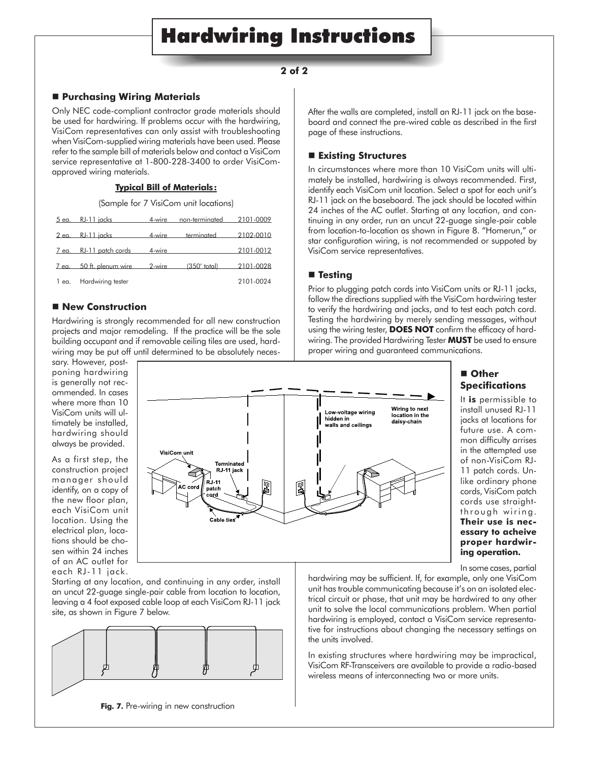# Hardwiring Instructions

## Purchasing Wiring Materials

Only NEC code-compliant contractor grade materials should be used for hardwiring. If problems occur with the hardwiring, VisiCom representatives can only assist with troubleshooting when VisiCom-supplied wiring materials have been used. Please refer to the sample bill of materials below and contact a VisiCom service representative at 1-800-228-3400 to order VisiCom-approved wiring materials.

**Typical Bill of Materials:**

(Sample for 7 VisiCom unit locations)

| | | | | |
|---|---|---|---|---|
| 5 ea. | RJ-11 jacks | 4-wire | non-terminated | 2101-0009 |
| 2 ea. | RJ-11 jacks | 4-wire | terminated | 2102-0010 |
| 7 ea. | RJ-11 patch cords | 4-wire | | 2101-0012 |
| 7 ea. | 50 ft. plenum wire | 2-wire | (350' total) | 2101-0028 |
| 1 ea. | Hardwiring tester | | | 2101-0024 |

## New Construction

Hardwiring is strongly recommended for all new construction projects and major remodeling. If the practice will be the sole building occupant and if removable ceiling tiles are used, hardwiring may be put off until determined to be absolutely necessary. However, postponing hardwiring is generally not recommended. In cases where more than 10 VisiCom units will ultimately be installed, hardwiring should always be provided.

As a first step, the construction project manager should identify, on a copy of the new floor plan, each VisiCom unit location. Using the electrical plan, locations should be chosen within 24 inches of an AC outlet for each RJ-11 jack.

Starting at any location, and continuing in any order, install an uncut 22-guage single-pair cable from location to location, leaving a 4 foot exposed cable loop at each VisiCom RJ-11 jack site, as shown in Figure 7 below.

**Fig. 7.** Pre-wiring in new construction

After the walls are completed, install an RJ-11 jack on the baseboard and connect the pre-wired cable as described in the first page of these instructions.

## Existing Structures

In circumstances where more than 10 VisiCom units will ultimately be installed, hardwiring is always recommended. First, identify each VisiCom unit location. Select a spot for each unit's RJ-11 jack on the baseboard. The jack should be located within 24 inches of the AC outlet. Starting at any location, and continuing in any order, run an uncut 22-guage single-pair cable from location-to-location as shown in Figure 8. "Homerun," or star configuration wiring, is not recommended or suppoted by VisiCom service representatives.

## Testing

Prior to plugging patch cords into VisiCom units or RJ-11 jacks, follow the directions supplied with the VisiCom hardwiring tester to verify the hardwiring and jacks, and to test each patch cord. Testing the hardwiring by merely sending messages, without using the wiring tester, **DOES NOT** confirm the efficacy of hardwiring. The provided Hardwiring Tester **MUST** be used to ensure proper wiring and guaranteed communications.

VisiCom unit

Terminated RJ-11 jack

AC cord

RJ-11 patch cord

Cable ties

Low-voltage wiring hidden in walls and ceilings

Wiring to next location in the daisy-chain

## Other Specifications

It **is** permissible to install unused RJ-11 jacks at locations for future use. A common difficulty arrises in the attempted use of non-VisiCom RJ-11 patch cords. Unlike ordinary phone cords, VisiCom patch cords use straight-through wiring. **Their use is necessary to acheive proper hardwiring operation.**

In some cases, partial hardwiring may be sufficient. If, for example, only one VisiCom unit has trouble communicating because it's on an isolated electrical circuit or phase, that unit may be hardwired to any other unit to solve the local communications problem. When partial hardwiring is employed, contact a VisiCom service representative for instructions about changing the necessary settings on the units involved.

In existing structures where hardwiring may be impractical, VisiCom RF-Transceivers are available to provide a radio-based wireless means of interconnecting two or more units.